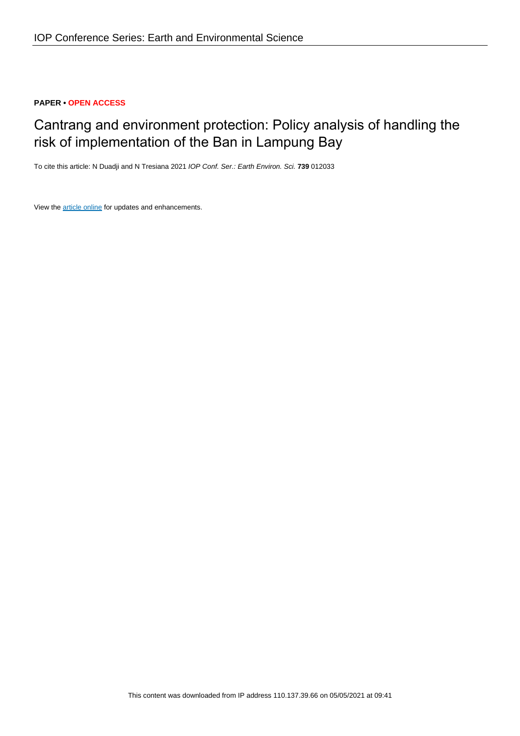**PAPER • OPEN ACCESS**

# Cantrang and environment protection: Policy analysis of handling the risk of implementation of the Ban in Lampung Bay

To cite this article: N Duadji and N Tresiana 2021 *IOP Conf. Ser.: Earth Environ. Sci.* **739** 012033

View the article online for updates and enhancements.

This content was downloaded from IP address 110.137.39.66 on 05/05/2021 at 09:41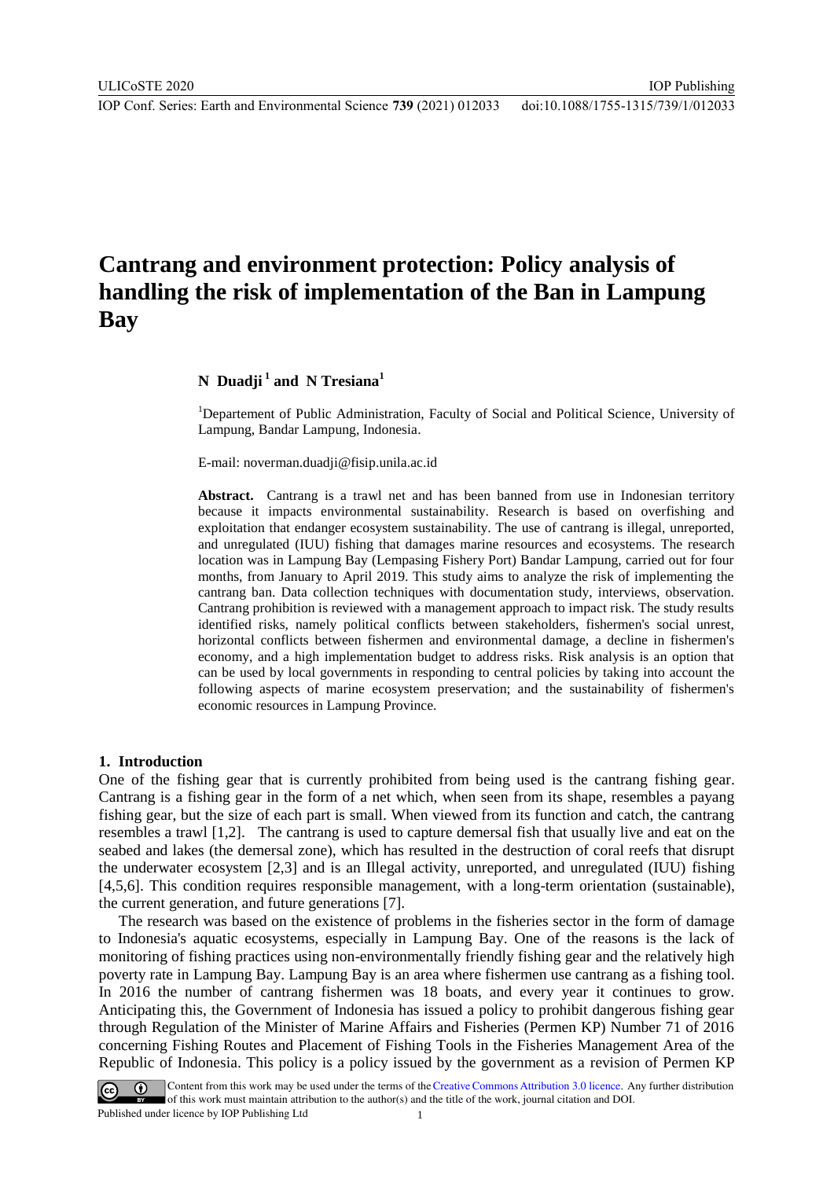# Cantrang and environment protection: Policy analysis of handling the risk of implementation of the Ban in Lampung Bay

**N Duadji[1] and N Tresiana[1]**

[1]Departement of Public Administration, Faculty of Social and Political Science, University of Lampung, Bandar Lampung, Indonesia.

E-mail: noverman.duadji@fisip.unila.ac.id

**Abstract.** Cantrang is a trawl net and has been banned from use in Indonesian territory because it impacts environmental sustainability. Research is based on overfishing and exploitation that endanger ecosystem sustainability. The use of cantrang is illegal, unreported, and unregulated (IUU) fishing that damages marine resources and ecosystems. The research location was in Lampung Bay (Lempasing Fishery Port) Bandar Lampung, carried out for four months, from January to April 2019. This study aims to analyze the risk of implementing the cantrang ban. Data collection techniques with documentation study, interviews, observation. Cantrang prohibition is reviewed with a management approach to impact risk. The study results identified risks, namely political conflicts between stakeholders, fishermen's social unrest, horizontal conflicts between fishermen and environmental damage, a decline in fishermen's economy, and a high implementation budget to address risks. Risk analysis is an option that can be used by local governments in responding to central policies by taking into account the following aspects of marine ecosystem preservation; and the sustainability of fishermen's economic resources in Lampung Province.

## 1. Introduction

One of the fishing gear that is currently prohibited from being used is the cantrang fishing gear. Cantrang is a fishing gear in the form of a net which, when seen from its shape, resembles a payang fishing gear, but the size of each part is small. When viewed from its function and catch, the cantrang resembles a trawl [1,2]. The cantrang is used to capture demersal fish that usually live and eat on the seabed and lakes (the demersal zone), which has resulted in the destruction of coral reefs that disrupt the underwater ecosystem [2,3] and is an Illegal activity, unreported, and unregulated (IUU) fishing [4,5,6]. This condition requires responsible management, with a long-term orientation (sustainable), the current generation, and future generations [7].

The research was based on the existence of problems in the fisheries sector in the form of damage to Indonesia's aquatic ecosystems, especially in Lampung Bay. One of the reasons is the lack of monitoring of fishing practices using non-environmentally friendly fishing gear and the relatively high poverty rate in Lampung Bay. Lampung Bay is an area where fishermen use cantrang as a fishing tool. In 2016 the number of cantrang fishermen was 18 boats, and every year it continues to grow. Anticipating this, the Government of Indonesia has issued a policy to prohibit dangerous fishing gear through Regulation of the Minister of Marine Affairs and Fisheries (Permen KP) Number 71 of 2016 concerning Fishing Routes and Placement of Fishing Tools in the Fisheries Management Area of the Republic of Indonesia. This policy is a policy issued by the government as a revision of Permen KP

Content from this work may be used under the terms of the Creative Commons Attribution 3.0 licence. Any further distribution of this work must maintain attribution to the author(s) and the title of the work, journal citation and DOI.
Published under licence by IOP Publishing Ltd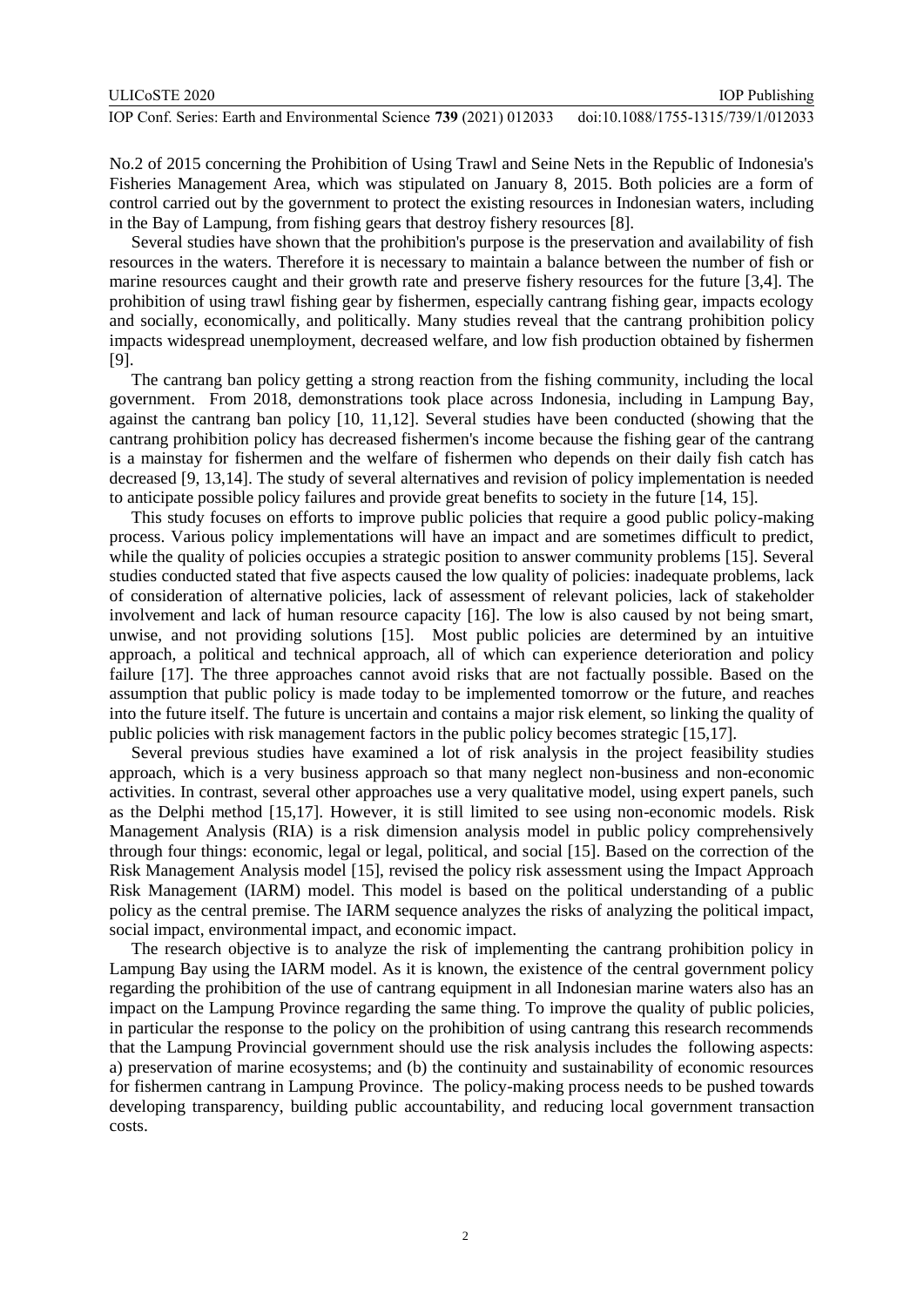No.2 of 2015 concerning the Prohibition of Using Trawl and Seine Nets in the Republic of Indonesia's Fisheries Management Area, which was stipulated on January 8, 2015. Both policies are a form of control carried out by the government to protect the existing resources in Indonesian waters, including in the Bay of Lampung, from fishing gears that destroy fishery resources [8].

Several studies have shown that the prohibition's purpose is the preservation and availability of fish resources in the waters. Therefore it is necessary to maintain a balance between the number of fish or marine resources caught and their growth rate and preserve fishery resources for the future [3,4]. The prohibition of using trawl fishing gear by fishermen, especially cantrang fishing gear, impacts ecology and socially, economically, and politically. Many studies reveal that the cantrang prohibition policy impacts widespread unemployment, decreased welfare, and low fish production obtained by fishermen [9].

The cantrang ban policy getting a strong reaction from the fishing community, including the local government. From 2018, demonstrations took place across Indonesia, including in Lampung Bay, against the cantrang ban policy [10, 11,12]. Several studies have been conducted (showing that the cantrang prohibition policy has decreased fishermen's income because the fishing gear of the cantrang is a mainstay for fishermen and the welfare of fishermen who depends on their daily fish catch has decreased [9, 13,14]. The study of several alternatives and revision of policy implementation is needed to anticipate possible policy failures and provide great benefits to society in the future [14, 15].

This study focuses on efforts to improve public policies that require a good public policy-making process. Various policy implementations will have an impact and are sometimes difficult to predict, while the quality of policies occupies a strategic position to answer community problems [15]. Several studies conducted stated that five aspects caused the low quality of policies: inadequate problems, lack of consideration of alternative policies, lack of assessment of relevant policies, lack of stakeholder involvement and lack of human resource capacity [16]. The low is also caused by not being smart, unwise, and not providing solutions [15]. Most public policies are determined by an intuitive approach, a political and technical approach, all of which can experience deterioration and policy failure [17]. The three approaches cannot avoid risks that are not factually possible. Based on the assumption that public policy is made today to be implemented tomorrow or the future, and reaches into the future itself. The future is uncertain and contains a major risk element, so linking the quality of public policies with risk management factors in the public policy becomes strategic [15,17].

Several previous studies have examined a lot of risk analysis in the project feasibility studies approach, which is a very business approach so that many neglect non-business and non-economic activities. In contrast, several other approaches use a very qualitative model, using expert panels, such as the Delphi method [15,17]. However, it is still limited to see using non-economic models. Risk Management Analysis (RIA) is a risk dimension analysis model in public policy comprehensively through four things: economic, legal or legal, political, and social [15]. Based on the correction of the Risk Management Analysis model [15], revised the policy risk assessment using the Impact Approach Risk Management (IARM) model. This model is based on the political understanding of a public policy as the central premise. The IARM sequence analyzes the risks of analyzing the political impact, social impact, environmental impact, and economic impact.

The research objective is to analyze the risk of implementing the cantrang prohibition policy in Lampung Bay using the IARM model. As it is known, the existence of the central government policy regarding the prohibition of the use of cantrang equipment in all Indonesian marine waters also has an impact on the Lampung Province regarding the same thing. To improve the quality of public policies, in particular the response to the policy on the prohibition of using cantrang this research recommends that the Lampung Provincial government should use the risk analysis includes the following aspects: a) preservation of marine ecosystems; and (b) the continuity and sustainability of economic resources for fishermen cantrang in Lampung Province. The policy-making process needs to be pushed towards developing transparency, building public accountability, and reducing local government transaction costs.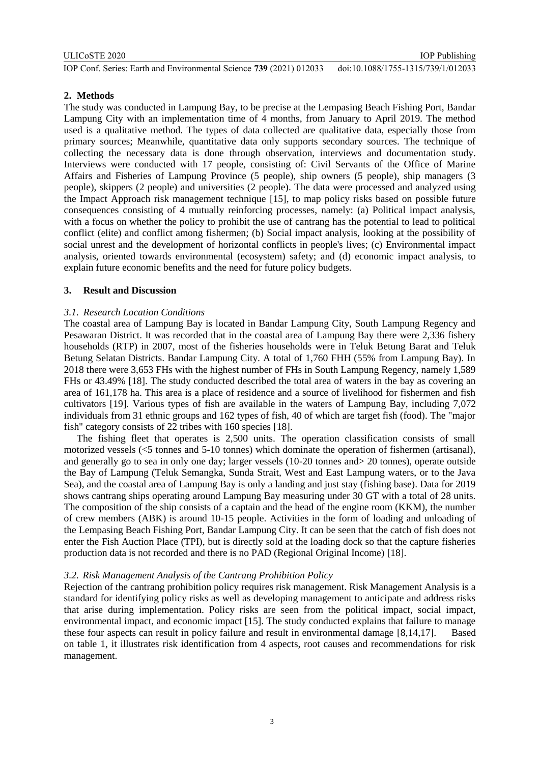## 2. Methods

The study was conducted in Lampung Bay, to be precise at the Lempasing Beach Fishing Port, Bandar Lampung City with an implementation time of 4 months, from January to April 2019. The method used is a qualitative method. The types of data collected are qualitative data, especially those from primary sources; Meanwhile, quantitative data only supports secondary sources. The technique of collecting the necessary data is done through observation, interviews and documentation study. Interviews were conducted with 17 people, consisting of: Civil Servants of the Office of Marine Affairs and Fisheries of Lampung Province (5 people), ship owners (5 people), ship managers (3 people), skippers (2 people) and universities (2 people). The data were processed and analyzed using the Impact Approach risk management technique [15], to map policy risks based on possible future consequences consisting of 4 mutually reinforcing processes, namely: (a) Political impact analysis, with a focus on whether the policy to prohibit the use of cantrang has the potential to lead to political conflict (elite) and conflict among fishermen; (b) Social impact analysis, looking at the possibility of social unrest and the development of horizontal conflicts in people's lives; (c) Environmental impact analysis, oriented towards environmental (ecosystem) safety; and (d) economic impact analysis, to explain future economic benefits and the need for future policy budgets.

## 3. Result and Discussion

### *3.1. Research Location Conditions*

The coastal area of Lampung Bay is located in Bandar Lampung City, South Lampung Regency and Pesawaran District. It was recorded that in the coastal area of Lampung Bay there were 2,336 fishery households (RTP) in 2007, most of the fisheries households were in Teluk Betung Barat and Teluk Betung Selatan Districts. Bandar Lampung City. A total of 1,760 FHH (55% from Lampung Bay). In 2018 there were 3,653 FHs with the highest number of FHs in South Lampung Regency, namely 1,589 FHs or 43.49% [18]. The study conducted described the total area of waters in the bay as covering an area of 161,178 ha. This area is a place of residence and a source of livelihood for fishermen and fish cultivators [19]. Various types of fish are available in the waters of Lampung Bay, including 7,072 individuals from 31 ethnic groups and 162 types of fish, 40 of which are target fish (food). The "major fish" category consists of 22 tribes with 160 species [18].

The fishing fleet that operates is 2,500 units. The operation classification consists of small motorized vessels (<5 tonnes and 5-10 tonnes) which dominate the operation of fishermen (artisanal), and generally go to sea in only one day; larger vessels (10-20 tonnes and> 20 tonnes), operate outside the Bay of Lampung (Teluk Semangka, Sunda Strait, West and East Lampung waters, or to the Java Sea), and the coastal area of Lampung Bay is only a landing and just stay (fishing base). Data for 2019 shows cantrang ships operating around Lampung Bay measuring under 30 GT with a total of 28 units. The composition of the ship consists of a captain and the head of the engine room (KKM), the number of crew members (ABK) is around 10-15 people. Activities in the form of loading and unloading of the Lempasing Beach Fishing Port, Bandar Lampung City. It can be seen that the catch of fish does not enter the Fish Auction Place (TPI), but is directly sold at the loading dock so that the capture fisheries production data is not recorded and there is no PAD (Regional Original Income) [18].

### *3.2. Risk Management Analysis of the Cantrang Prohibition Policy*

Rejection of the cantrang prohibition policy requires risk management. Risk Management Analysis is a standard for identifying policy risks as well as developing management to anticipate and address risks that arise during implementation. Policy risks are seen from the political impact, social impact, environmental impact, and economic impact [15]. The study conducted explains that failure to manage these four aspects can result in policy failure and result in environmental damage [8,14,17]. Based on table 1, it illustrates risk identification from 4 aspects, root causes and recommendations for risk management.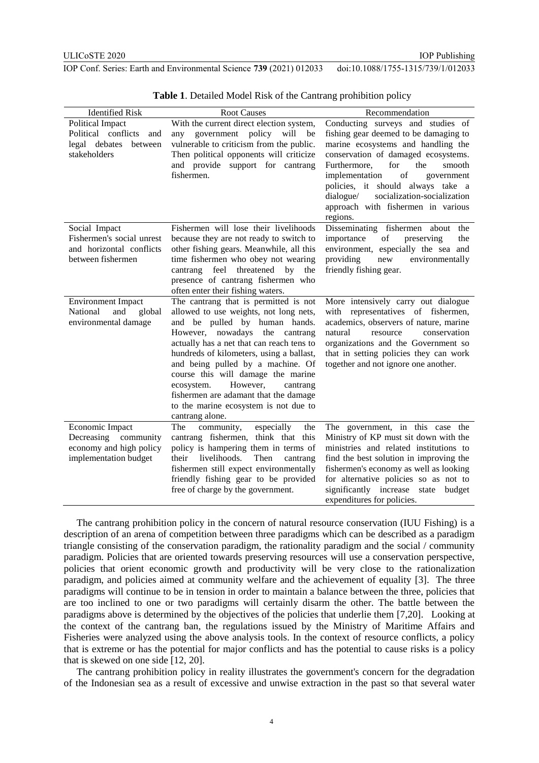**Table 1**. Detailed Model Risk of the Cantrang prohibition policy

| Identified Risk | Root Causes | Recommendation |
|---|---|---|
| Political Impact<br>Political conflicts and legal debates between stakeholders | With the current direct election system, any government policy will be vulnerable to criticism from the public. Then political opponents will criticize and provide support for cantrang fishermen. | Conducting surveys and studies of fishing gear deemed to be damaging to marine ecosystems and handling the conservation of damaged ecosystems. Furthermore, for the smooth implementation of government policies, it should always take a dialogue/ socialization-socialization approach with fishermen in various regions. |
| Social Impact<br>Fishermen's social unrest and horizontal conflicts between fishermen | Fishermen will lose their livelihoods because they are not ready to switch to other fishing gears. Meanwhile, all this time fishermen who obey not wearing cantrang feel threatened by the presence of cantrang fishermen who often enter their fishing waters. | Disseminating fishermen about the importance of preserving the environment, especially the sea and providing new environmentally friendly fishing gear. |
| Environment Impact<br>National and global environmental damage | The cantrang that is permitted is not allowed to use weights, not long nets, and be pulled by human hands. However, nowadays the cantrang actually has a net that can reach tens to hundreds of kilometers, using a ballast, and being pulled by a machine. Of course this will damage the marine ecosystem. However, cantrang fishermen are adamant that the damage to the marine ecosystem is not due to cantrang alone. | More intensively carry out dialogue with representatives of fishermen, academics, observers of nature, marine natural resource conservation organizations and the Government so that in setting policies they can work together and not ignore one another. |
| Economic Impact<br>Decreasing community economy and high policy implementation budget | The community, especially the cantrang fishermen, think that this policy is hampering them in terms of their livelihoods. Then cantrang fishermen still expect environmentally friendly fishing gear to be provided free of charge by the government. | The government, in this case the Ministry of KP must sit down with the ministries and related institutions to find the best solution in improving the fishermen's economy as well as looking for alternative policies so as not to significantly increase state budget expenditures for policies. |

The cantrang prohibition policy in the concern of natural resource conservation (IUU Fishing) is a description of an arena of competition between three paradigms which can be described as a paradigm triangle consisting of the conservation paradigm, the rationality paradigm and the social / community paradigm. Policies that are oriented towards preserving resources will use a conservation perspective, policies that orient economic growth and productivity will be very close to the rationalization paradigm, and policies aimed at community welfare and the achievement of equality [3]. The three paradigms will continue to be in tension in order to maintain a balance between the three, policies that are too inclined to one or two paradigms will certainly disarm the other. The battle between the paradigms above is determined by the objectives of the policies that underlie them [7,20]. Looking at the context of the cantrang ban, the regulations issued by the Ministry of Maritime Affairs and Fisheries were analyzed using the above analysis tools. In the context of resource conflicts, a policy that is extreme or has the potential for major conflicts and has the potential to cause risks is a policy that is skewed on one side [12, 20].

The cantrang prohibition policy in reality illustrates the government's concern for the degradation of the Indonesian sea as a result of excessive and unwise extraction in the past so that several water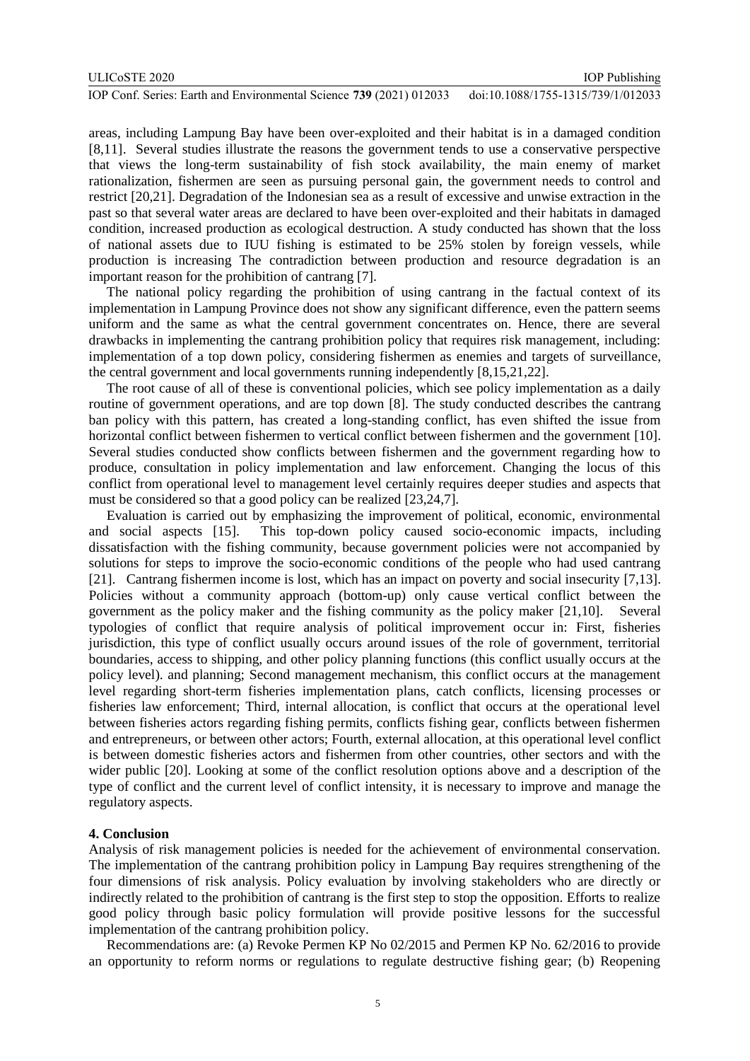areas, including Lampung Bay have been over-exploited and their habitat is in a damaged condition [8,11]. Several studies illustrate the reasons the government tends to use a conservative perspective that views the long-term sustainability of fish stock availability, the main enemy of market rationalization, fishermen are seen as pursuing personal gain, the government needs to control and restrict [20,21]. Degradation of the Indonesian sea as a result of excessive and unwise extraction in the past so that several water areas are declared to have been over-exploited and their habitats in damaged condition, increased production as ecological destruction. A study conducted has shown that the loss of national assets due to IUU fishing is estimated to be 25% stolen by foreign vessels, while production is increasing The contradiction between production and resource degradation is an important reason for the prohibition of cantrang [7].

The national policy regarding the prohibition of using cantrang in the factual context of its implementation in Lampung Province does not show any significant difference, even the pattern seems uniform and the same as what the central government concentrates on. Hence, there are several drawbacks in implementing the cantrang prohibition policy that requires risk management, including: implementation of a top down policy, considering fishermen as enemies and targets of surveillance, the central government and local governments running independently [8,15,21,22].

The root cause of all of these is conventional policies, which see policy implementation as a daily routine of government operations, and are top down [8]. The study conducted describes the cantrang ban policy with this pattern, has created a long-standing conflict, has even shifted the issue from horizontal conflict between fishermen to vertical conflict between fishermen and the government [10]. Several studies conducted show conflicts between fishermen and the government regarding how to produce, consultation in policy implementation and law enforcement. Changing the locus of this conflict from operational level to management level certainly requires deeper studies and aspects that must be considered so that a good policy can be realized [23,24,7].

Evaluation is carried out by emphasizing the improvement of political, economic, environmental and social aspects [15]. This top-down policy caused socio-economic impacts, including dissatisfaction with the fishing community, because government policies were not accompanied by solutions for steps to improve the socio-economic conditions of the people who had used cantrang [21]. Cantrang fishermen income is lost, which has an impact on poverty and social insecurity [7,13]. Policies without a community approach (bottom-up) only cause vertical conflict between the government as the policy maker and the fishing community as the policy maker [21,10]. Several typologies of conflict that require analysis of political improvement occur in: First, fisheries jurisdiction, this type of conflict usually occurs around issues of the role of government, territorial boundaries, access to shipping, and other policy planning functions (this conflict usually occurs at the policy level). and planning; Second management mechanism, this conflict occurs at the management level regarding short-term fisheries implementation plans, catch conflicts, licensing processes or fisheries law enforcement; Third, internal allocation, is conflict that occurs at the operational level between fisheries actors regarding fishing permits, conflicts fishing gear, conflicts between fishermen and entrepreneurs, or between other actors; Fourth, external allocation, at this operational level conflict is between domestic fisheries actors and fishermen from other countries, other sectors and with the wider public [20]. Looking at some of the conflict resolution options above and a description of the type of conflict and the current level of conflict intensity, it is necessary to improve and manage the regulatory aspects.

## 4. Conclusion

Analysis of risk management policies is needed for the achievement of environmental conservation. The implementation of the cantrang prohibition policy in Lampung Bay requires strengthening of the four dimensions of risk analysis. Policy evaluation by involving stakeholders who are directly or indirectly related to the prohibition of cantrang is the first step to stop the opposition. Efforts to realize good policy through basic policy formulation will provide positive lessons for the successful implementation of the cantrang prohibition policy.

Recommendations are: (a) Revoke Permen KP No 02/2015 and Permen KP No. 62/2016 to provide an opportunity to reform norms or regulations to regulate destructive fishing gear; (b) Reopening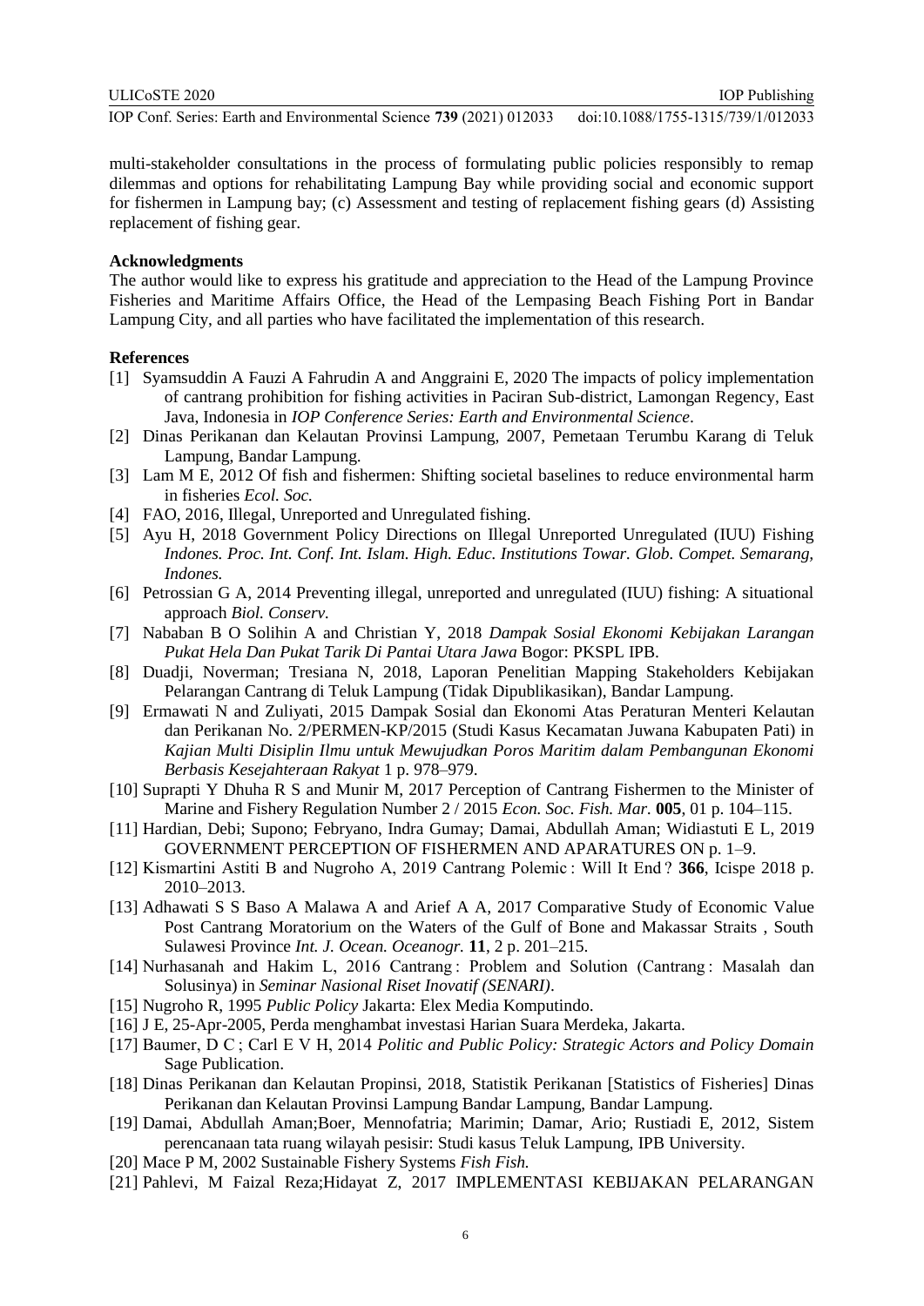multi-stakeholder consultations in the process of formulating public policies responsibly to remap dilemmas and options for rehabilitating Lampung Bay while providing social and economic support for fishermen in Lampung bay; (c) Assessment and testing of replacement fishing gears (d) Assisting replacement of fishing gear.

**Acknowledgments**

The author would like to express his gratitude and appreciation to the Head of the Lampung Province Fisheries and Maritime Affairs Office, the Head of the Lempasing Beach Fishing Port in Bandar Lampung City, and all parties who have facilitated the implementation of this research.

**References**

[1] Syamsuddin A Fauzi A Fahrudin A and Anggraini E, 2020 The impacts of policy implementation of cantrang prohibition for fishing activities in Paciran Sub-district, Lamongan Regency, East Java, Indonesia in *IOP Conference Series: Earth and Environmental Science*.

[2] Dinas Perikanan dan Kelautan Provinsi Lampung, 2007, Pemetaan Terumbu Karang di Teluk Lampung, Bandar Lampung.

[3] Lam M E, 2012 Of fish and fishermen: Shifting societal baselines to reduce environmental harm in fisheries *Ecol. Soc.*

[4] FAO, 2016, Illegal, Unreported and Unregulated fishing.

[5] Ayu H, 2018 Government Policy Directions on Illegal Unreported Unregulated (IUU) Fishing *Indones. Proc. Int. Conf. Int. Islam. High. Educ. Institutions Towar. Glob. Compet. Semarang, Indones.*

[6] Petrossian G A, 2014 Preventing illegal, unreported and unregulated (IUU) fishing: A situational approach *Biol. Conserv.*

[7] Nababan B O Solihin A and Christian Y, 2018 *Dampak Sosial Ekonomi Kebijakan Larangan Pukat Hela Dan Pukat Tarik Di Pantai Utara Jawa* Bogor: PKSPL IPB.

[8] Duadji, Noverman; Tresiana N, 2018, Laporan Penelitian Mapping Stakeholders Kebijakan Pelarangan Cantrang di Teluk Lampung (Tidak Dipublikasikan), Bandar Lampung.

[9] Ermawati N and Zuliyati, 2015 Dampak Sosial dan Ekonomi Atas Peraturan Menteri Kelautan dan Perikanan No. 2/PERMEN-KP/2015 (Studi Kasus Kecamatan Juwana Kabupaten Pati) in *Kajian Multi Disiplin Ilmu untuk Mewujudkan Poros Maritim dalam Pembangunan Ekonomi Berbasis Kesejahteraan Rakyat* 1 p. 978–979.

[10] Suprapti Y Dhuha R S and Munir M, 2017 Perception of Cantrang Fishermen to the Minister of Marine and Fishery Regulation Number 2 / 2015 *Econ. Soc. Fish. Mar.* **005**, 01 p. 104–115.

[11] Hardian, Debi; Supono; Febryano, Indra Gumay; Damai, Abdullah Aman; Widiastuti E L, 2019 GOVERNMENT PERCEPTION OF FISHERMEN AND APARATURES ON p. 1–9.

[12] Kismartini Astiti B and Nugroho A, 2019 Cantrang Polemic : Will It End ? **366**, Icispe 2018 p. 2010–2013.

[13] Adhawati S S Baso A Malawa A and Arief A A, 2017 Comparative Study of Economic Value Post Cantrang Moratorium on the Waters of the Gulf of Bone and Makassar Straits , South Sulawesi Province *Int. J. Ocean. Oceanogr.* **11**, 2 p. 201–215.

[14] Nurhasanah and Hakim L, 2016 Cantrang : Problem and Solution (Cantrang : Masalah dan Solusinya) in *Seminar Nasional Riset Inovatif (SENARI)*.

[15] Nugroho R, 1995 *Public Policy* Jakarta: Elex Media Komputindo.

[16] J E, 25-Apr-2005, Perda menghambat investasi Harian Suara Merdeka, Jakarta.

[17] Baumer, D C ; Carl E V H, 2014 *Politic and Public Policy: Strategic Actors and Policy Domain* Sage Publication.

[18] Dinas Perikanan dan Kelautan Propinsi, 2018, Statistik Perikanan [Statistics of Fisheries] Dinas Perikanan dan Kelautan Provinsi Lampung Bandar Lampung, Bandar Lampung.

[19] Damai, Abdullah Aman;Boer, Mennofatria; Marimin; Damar, Ario; Rustiadi E, 2012, Sistem perencanaan tata ruang wilayah pesisir: Studi kasus Teluk Lampung, IPB University.

[20] Mace P M, 2002 Sustainable Fishery Systems *Fish Fish.*

[21] Pahlevi, M Faizal Reza;Hidayat Z, 2017 IMPLEMENTASI KEBIJAKAN PELARANGAN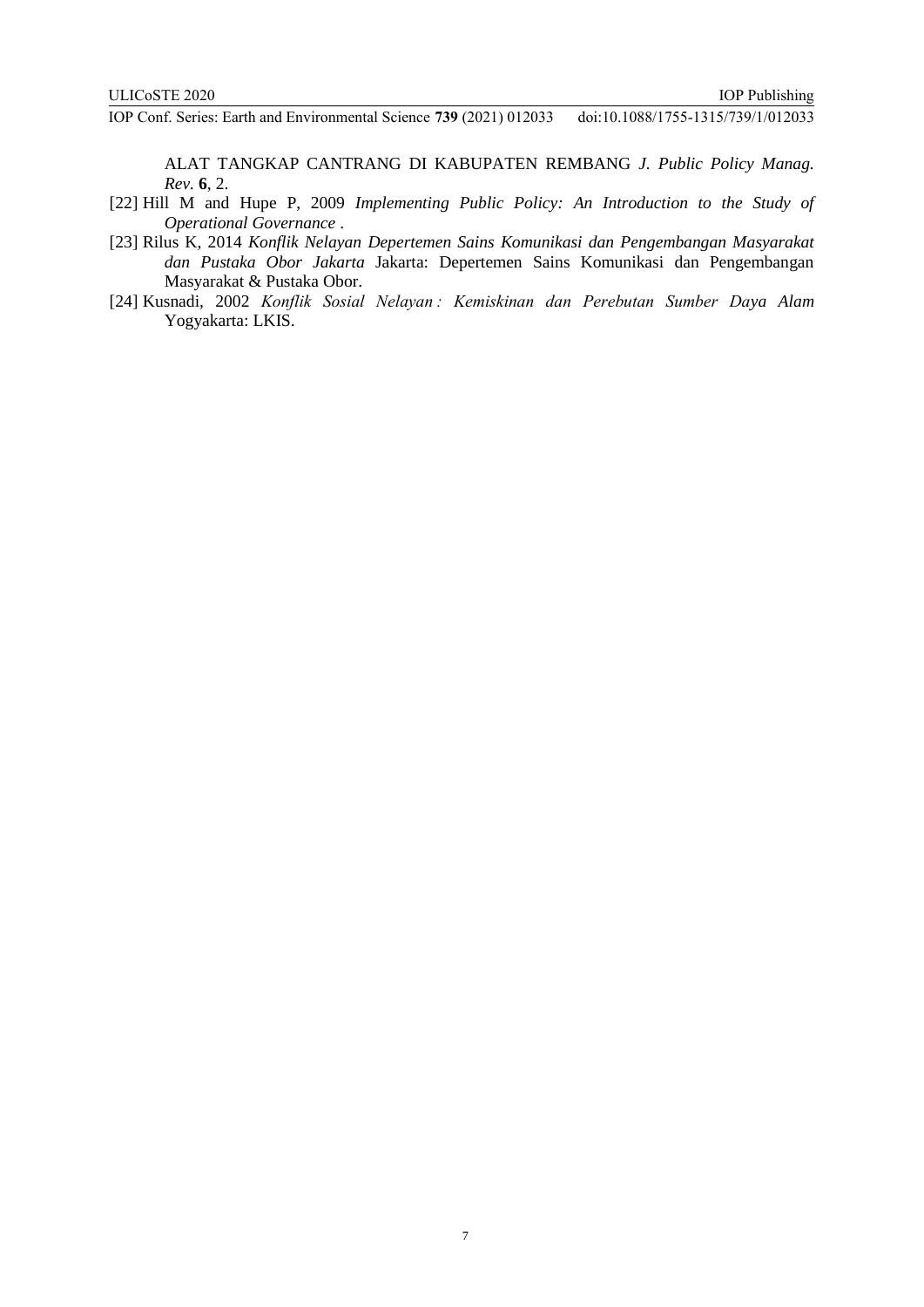ALAT TANGKAP CANTRANG DI KABUPATEN REMBANG *J. Public Policy Manag. Rev.* **6**, 2.

[22] Hill M and Hupe P, 2009 *Implementing Public Policy: An Introduction to the Study of Operational Governance* .

[23] Rilus K, 2014 *Konflik Nelayan Depertemen Sains Komunikasi dan Pengembangan Masyarakat dan Pustaka Obor Jakarta* Jakarta: Depertemen Sains Komunikasi dan Pengembangan Masyarakat & Pustaka Obor.

[24] Kusnadi, 2002 *Konflik Sosial Nelayan : Kemiskinan dan Perebutan Sumber Daya Alam* Yogyakarta: LKIS.